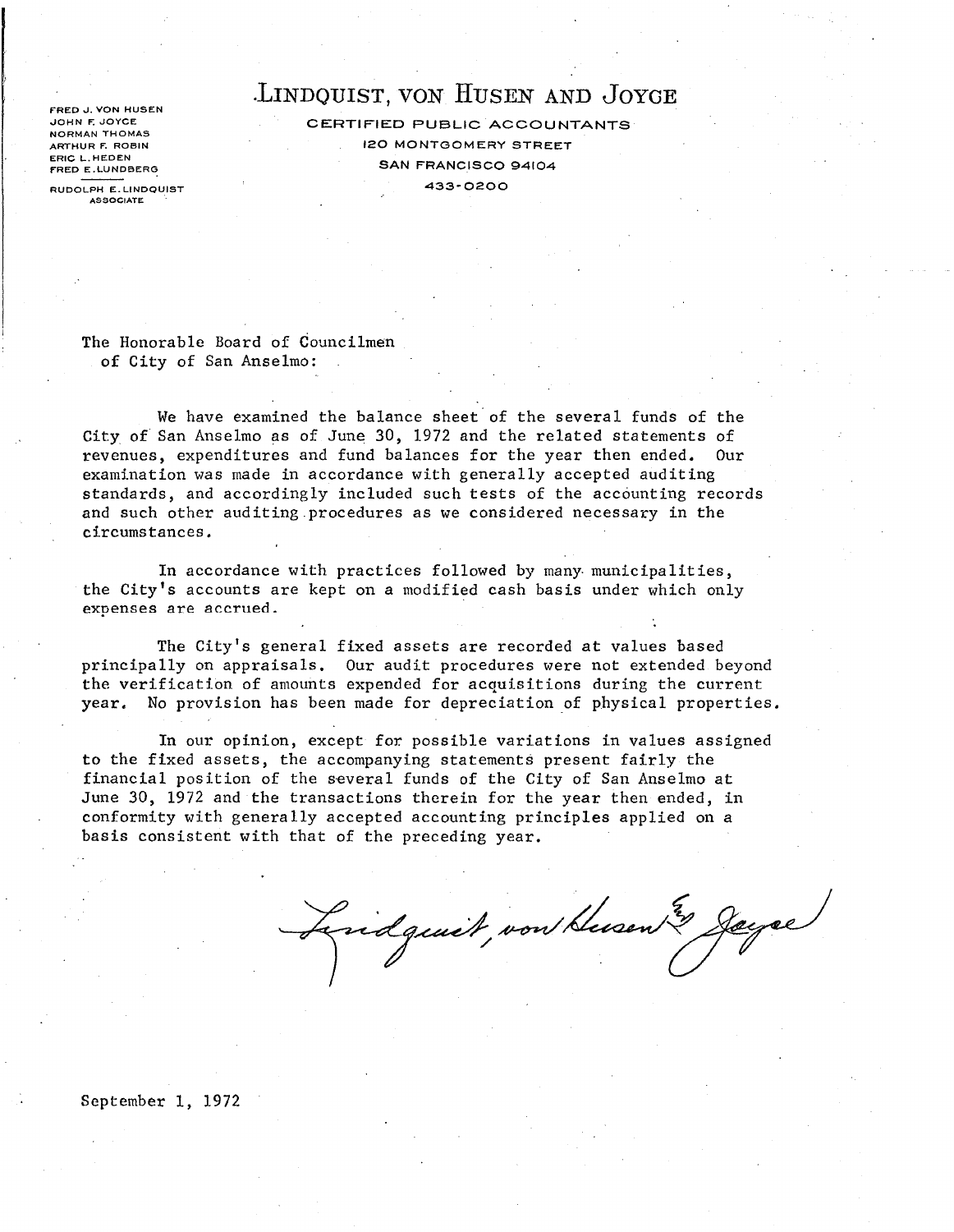FRED J. VON HUSEN
JOHN F. JOYCE
NORMAN THOMAS
ARTHUR F. ROBIN
ERIC L. HEDEN
FRED E. LUNDBERG

RUDOLPH E. LINDQUIST
ASSOCIATE

# LINDQUIST, VON HUSEN AND JOYCE

CERTIFIED PUBLIC ACCOUNTANTS
120 MONTGOMERY STREET
SAN FRANCISCO 94104
433-0200

The Honorable Board of Councilmen
of City of San Anselmo:

We have examined the balance sheet of the several funds of the City of San Anselmo as of June 30, 1972 and the related statements of revenues, expenditures and fund balances for the year then ended. Our examination was made in accordance with generally accepted auditing standards, and accordingly included such tests of the accounting records and such other auditing procedures as we considered necessary in the circumstances.

In accordance with practices followed by many municipalities, the City's accounts are kept on a modified cash basis under which only expenses are accrued.

The City's general fixed assets are recorded at values based principally on appraisals. Our audit procedures were not extended beyond the verification of amounts expended for acquisitions during the current year. No provision has been made for depreciation of physical properties.

In our opinion, except for possible variations in values assigned to the fixed assets, the accompanying statements present fairly the financial position of the several funds of the City of San Anselmo at June 30, 1972 and the transactions therein for the year then ended, in conformity with generally accepted accounting principles applied on a basis consistent with that of the preceding year.

Lindquist, von Husen & Joyce

September 1, 1972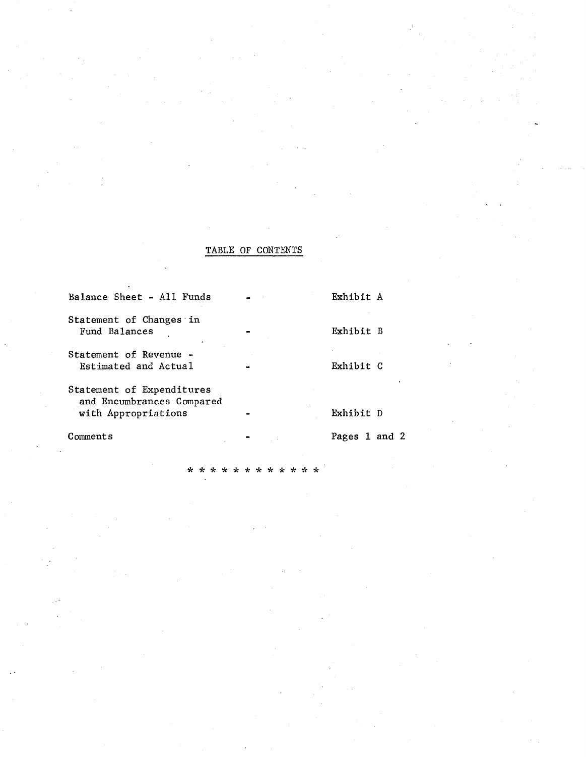# TABLE OF CONTENTS

| | | |
|---|---|---|
| Balance Sheet - All Funds | - | Exhibit A |
| Statement of Changes in Fund Balances | - | Exhibit B |
| Statement of Revenue - Estimated and Actual | - | Exhibit C |
| Statement of Expenditures and Encumbrances Compared with Appropriations | - | Exhibit D |
| Comments | - | Pages 1 and 2 |

* * * * * * * * * * * *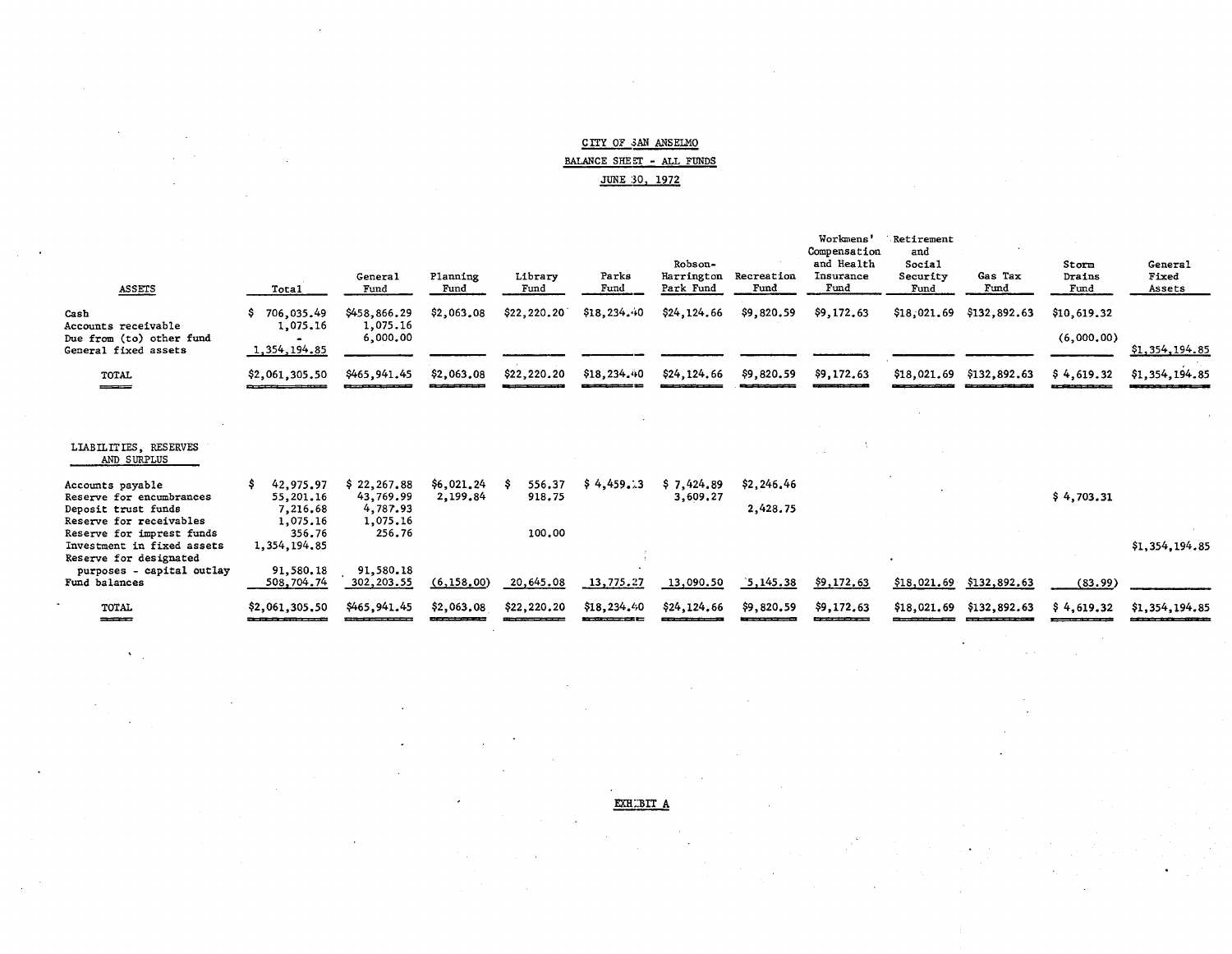CITY OF SAN ANSELMO

BALANCE SHEET - ALL FUNDS

JUNE 30, 1972

| ASSETS | Total | General Fund | Planning Fund | Library Fund | Parks Fund | Robson-Harrington Park Fund | Recreation Fund | Workmens' Compensation and Health Insurance Fund | Retirement and Social Security Fund | Gas Tax Fund | Storm Drains Fund | General Fixed Assets |
|---|---|---|---|---|---|---|---|---|---|---|---|---|
| Cash | $ 706,035.49 | $458,866.29 | $2,063.08 | $22,220.20 | $18,234.40 | $24,124.66 | $9,820.59 | $9,172.63 | $18,021.69 | $132,892.63 | $10,619.32 | |
| Accounts receivable | 1,075.16 | 1,075.16 | | | | | | | | | | |
| Due from (to) other fund | - | 6,000.00 | | | | | | | | | (6,000.00) | |
| General fixed assets | 1,354,194.85 | | | | | | | | | | | $1,354,194.85 |
| TOTAL | $2,061,305.50 | $465,941.45 | $2,063.08 | $22,220.20 | $18,234.40 | $24,124.66 | $9,820.59 | $9,172.63 | $18,021.69 | $132,892.63 | $ 4,619.32 | $1,354,194.85 |

| LIABILITIES, RESERVES AND SURPLUS | Total | General Fund | Planning Fund | Library Fund | Parks Fund | Robson-Harrington Park Fund | Recreation Fund | Workmens' Compensation and Health Insurance Fund | Retirement and Social Security Fund | Gas Tax Fund | Storm Drains Fund | General Fixed Assets |
|---|---|---|---|---|---|---|---|---|---|---|---|---|
| Accounts payable | $ 42,975.97 | $ 22,267.88 | $6,021.24 | $ 556.37 | $ 4,459.13 | $ 7,424.89 | $2,246.46 | | | | | |
| Reserve for encumbrances | 55,201.16 | 43,769.99 | 2,199.84 | 918.75 | | 3,609.27 | | | | | $ 4,703.31 | |
| Deposit trust funds | 7,216.68 | 4,787.93 | | | | | 2,428.75 | | | | | |
| Reserve for receivables | 1,075.16 | 1,075.16 | | | | | | | | | | |
| Reserve for imprest funds | 356.76 | 256.76 | | 100.00 | | | | | | | | |
| Investment in fixed assets | 1,354,194.85 | | | | | | | | | | | $1,354,194.85 |
| Reserve for designated purposes - capital outlay | 91,580.18 | 91,580.18 | | | | | | | | | | |
| Fund balances | 508,704.74 | 302,203.55 | (6,158.00) | 20,645.08 | 13,775.27 | 13,090.50 | 5,145.38 | $9,172.63 | $18,021.69 | $132,892.63 | (83.99) | |
| TOTAL | $2,061,305.50 | $465,941.45 | $2,063.08 | $22,220.20 | $18,234.40 | $24,124.66 | $9,820.59 | $9,172.63 | $18,021.69 | $132,892.63 | $ 4,619.32 | $1,354,194.85 |

EXHIBIT A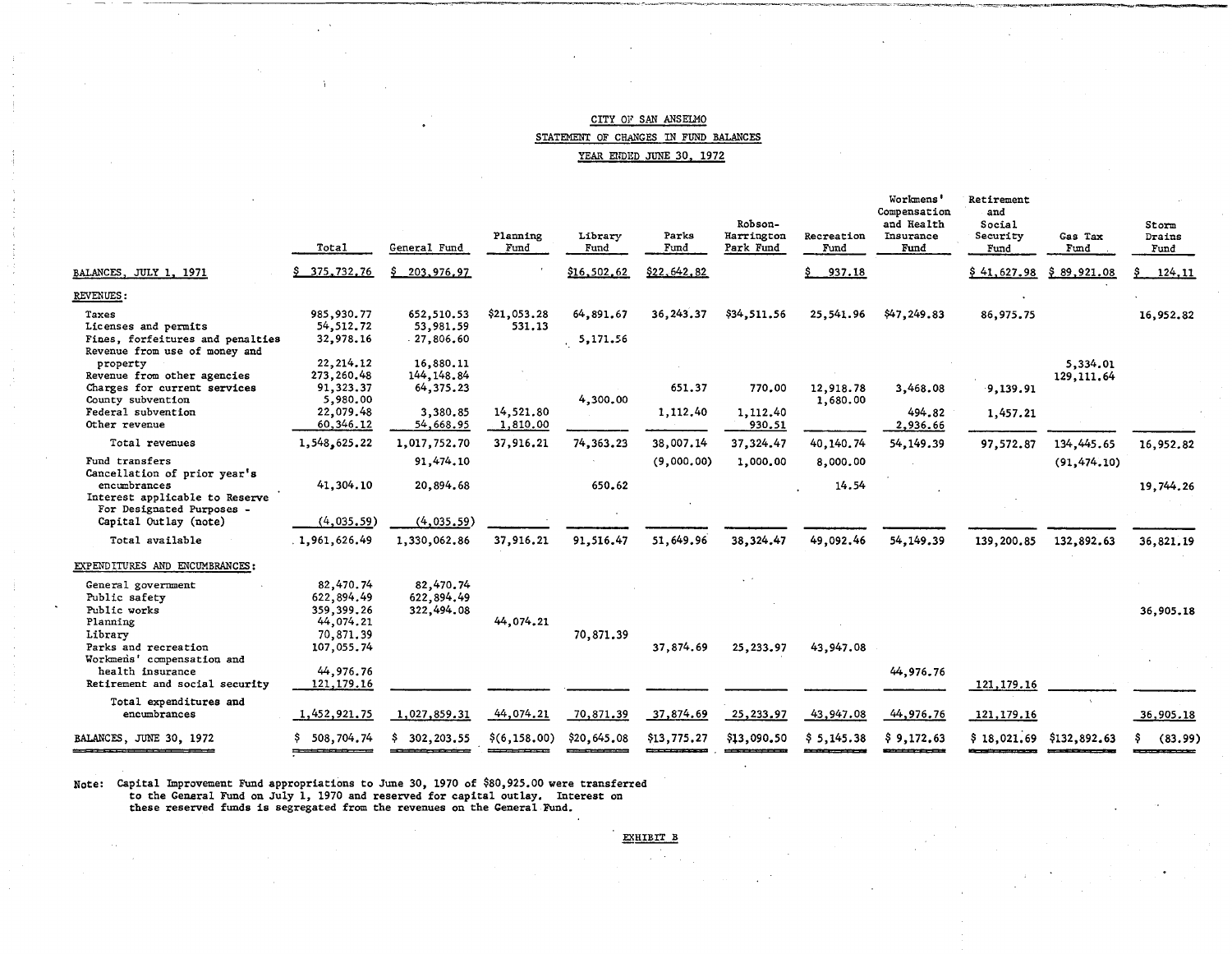CITY OF SAN ANSELMO

STATEMENT OF CHANGES IN FUND BALANCES

YEAR ENDED JUNE 30, 1972

| | Total | General Fund | Planning Fund | Library Fund | Parks Fund | Robson-Harrington Park Fund | Recreation Fund | Workmens' Compensation and Health Insurance Fund | Retirement and Social Security Fund | Gas Tax Fund | Storm Drains Fund |
|---|---|---|---|---|---|---|---|---|---|---|---|
| BALANCES, JULY 1, 1971 | $ 375,732.76 | $ 203,976.97 | | $16,502.62 | $22,642.82 | | $ 937.18 | | $ 41,627.98 | $ 89,921.08 | $ 124.11 |
| REVENUES: | | | | | | | | | | | |
| Taxes | 985,930.77 | 652,510.53 | $21,053.28 | 64,891.67 | 36,243.37 | $34,511.56 | 25,541.96 | $47,249.83 | 86,975.75 | | 16,952.82 |
| Licenses and permits | 54,512.72 | 53,981.59 | 531.13 | | | | | | | | |
| Fines, forfeitures and penalties | 32,978.16 | 27,806.60 | | 5,171.56 | | | | | | | |
| Revenue from use of money and property | 22,214.12 | 16,880.11 | | | | | | | | 5,334.01 | |
| Revenue from other agencies | 273,260.48 | 144,148.84 | | | | | | | | 129,111.64 | |
| Charges for current services | 91,323.37 | 64,375.23 | | | 651.37 | 770.00 | 12,918.78 | 3,468.08 | 9,139.91 | | |
| County subvention | 5,980.00 | | | 4,300.00 | | | 1,680.00 | | | | |
| Federal subvention | 22,079.48 | 3,380.85 | 14,521.80 | | 1,112.40 | 1,112.40 | | 494.82 | 1,457.21 | | |
| Other revenue | 60,346.12 | 54,668.95 | 1,810.00 | | | 930.51 | | 2,936.66 | | | |
| Total revenues | 1,548,625.22 | 1,017,752.70 | 37,916.21 | 74,363.23 | 38,007.14 | 37,324.47 | 40,140.74 | 54,149.39 | 97,572.87 | 134,445.65 | 16,952.82 |
| Fund transfers | | 91,474.10 | | | (9,000.00) | 1,000.00 | 8,000.00 | | | (91,474.10) | |
| Cancellation of prior year's encumbrances | 41,304.10 | 20,894.68 | | 650.62 | | | 14.54 | | | | 19,744.26 |
| Interest applicable to Reserve For Designated Purposes - Capital Outlay (note) | (4,035.59) | (4,035.59) | | | | | | | | | |
| Total available | 1,961,626.49 | 1,330,062.86 | 37,916.21 | 91,516.47 | 51,649.96 | 38,324.47 | 49,092.46 | 54,149.39 | 139,200.85 | 132,892.63 | 36,821.19 |
| EXPENDITURES AND ENCUMBRANCES: | | | | | | | | | | | |
| General government | 82,470.74 | 82,470.74 | | | | | | | | | |
| Public safety | 622,894.49 | 622,894.49 | | | | | | | | | |
| Public works | 359,399.26 | 322,494.08 | | | | | | | | | 36,905.18 |
| Planning | 44,074.21 | | 44,074.21 | | | | | | | | |
| Library | 70,871.39 | | | 70,871.39 | | | | | | | |
| Parks and recreation | 107,055.74 | | | | 37,874.69 | 25,233.97 | 43,947.08 | | | | |
| Workmens' compensation and health insurance | 44,976.76 | | | | | | | 44,976.76 | | | |
| Retirement and social security | 121,179.16 | | | | | | | | 121,179.16 | | |
| Total expenditures and encumbrances | 1,452,921.75 | 1,027,859.31 | 44,074.21 | 70,871.39 | 37,874.69 | 25,233.97 | 43,947.08 | 44,976.76 | 121,179.16 | | 36,905.18 |
| BALANCES, JUNE 30, 1972 | $ 508,704.74 | $ 302,203.55 | $(6,158.00) | $20,645.08 | $13,775.27 | $13,090.50 | $ 5,145.38 | $ 9,172.63 | $ 18,021.69 | $132,892.63 | $ (83.99) |

Note: Capital Improvement Fund appropriations to June 30, 1970 of $80,925.00 were transferred to the General Fund on July 1, 1970 and reserved for capital outlay. Interest on these reserved funds is segregated from the revenues on the General Fund.

EXHIBIT B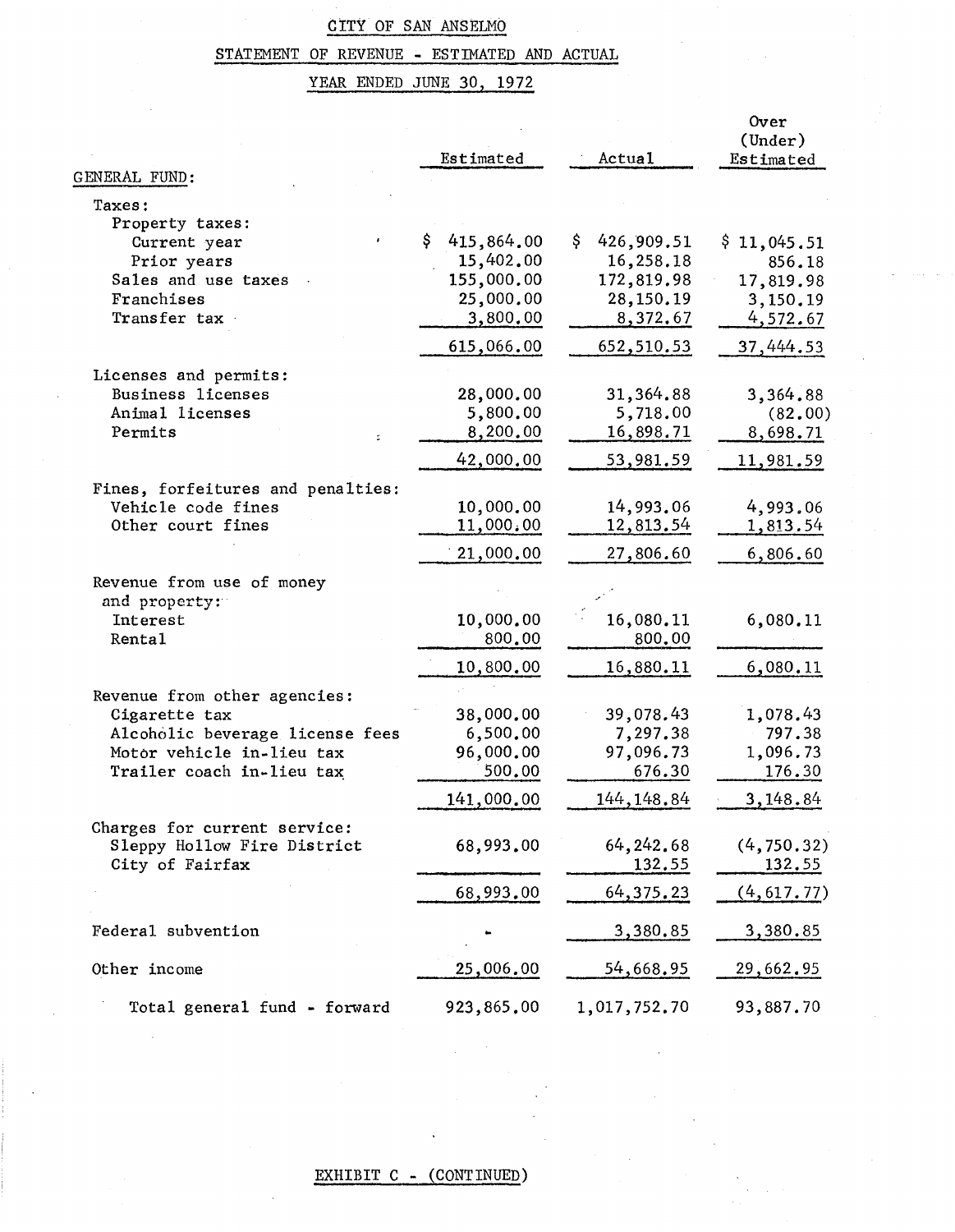# CITY OF SAN ANSELMO

## STATEMENT OF REVENUE - ESTIMATED AND ACTUAL

### YEAR ENDED JUNE 30, 1972

| | Estimated | Actual | Over (Under) Estimated |
|---|---|---|---|
| GENERAL FUND: | | | |
| Taxes: | | | |
| Property taxes: | | | |
| Current year | $ 415,864.00 | $ 426,909.51 | $ 11,045.51 |
| Prior years | 15,402.00 | 16,258.18 | 856.18 |
| Sales and use taxes | 155,000.00 | 172,819.98 | 17,819.98 |
| Franchises | 25,000.00 | 28,150.19 | 3,150.19 |
| Transfer tax | 3,800.00 | 8,372.67 | 4,572.67 |
| | 615,066.00 | 652,510.53 | 37,444.53 |
| Licenses and permits: | | | |
| Business licenses | 28,000.00 | 31,364.88 | 3,364.88 |
| Animal licenses | 5,800.00 | 5,718.00 | (82.00) |
| Permits | 8,200.00 | 16,898.71 | 8,698.71 |
| | 42,000.00 | 53,981.59 | 11,981.59 |
| Fines, forfeitures and penalties: | | | |
| Vehicle code fines | 10,000.00 | 14,993.06 | 4,993.06 |
| Other court fines | 11,000.00 | 12,813.54 | 1,813.54 |
| | 21,000.00 | 27,806.60 | 6,806.60 |
| Revenue from use of money and property: | | | |
| Interest | 10,000.00 | 16,080.11 | 6,080.11 |
| Rental | 800.00 | 800.00 | |
| | 10,800.00 | 16,880.11 | 6,080.11 |
| Revenue from other agencies: | | | |
| Cigarette tax | 38,000.00 | 39,078.43 | 1,078.43 |
| Alcoholic beverage license fees | 6,500.00 | 7,297.38 | 797.38 |
| Motor vehicle in-lieu tax | 96,000.00 | 97,096.73 | 1,096.73 |
| Trailer coach in-lieu tax | 500.00 | 676.30 | 176.30 |
| | 141,000.00 | 144,148.84 | 3,148.84 |
| Charges for current service: | | | |
| Sleppy Hollow Fire District | 68,993.00 | 64,242.68 | (4,750.32) |
| City of Fairfax | | 132.55 | 132.55 |
| | 68,993.00 | 64,375.23 | (4,617.77) |
| Federal subvention | - | 3,380.85 | 3,380.85 |
| Other income | 25,006.00 | 54,668.95 | 29,662.95 |
| Total general fund - forward | 923,865.00 | 1,017,752.70 | 93,887.70 |

EXHIBIT C - (CONTINUED)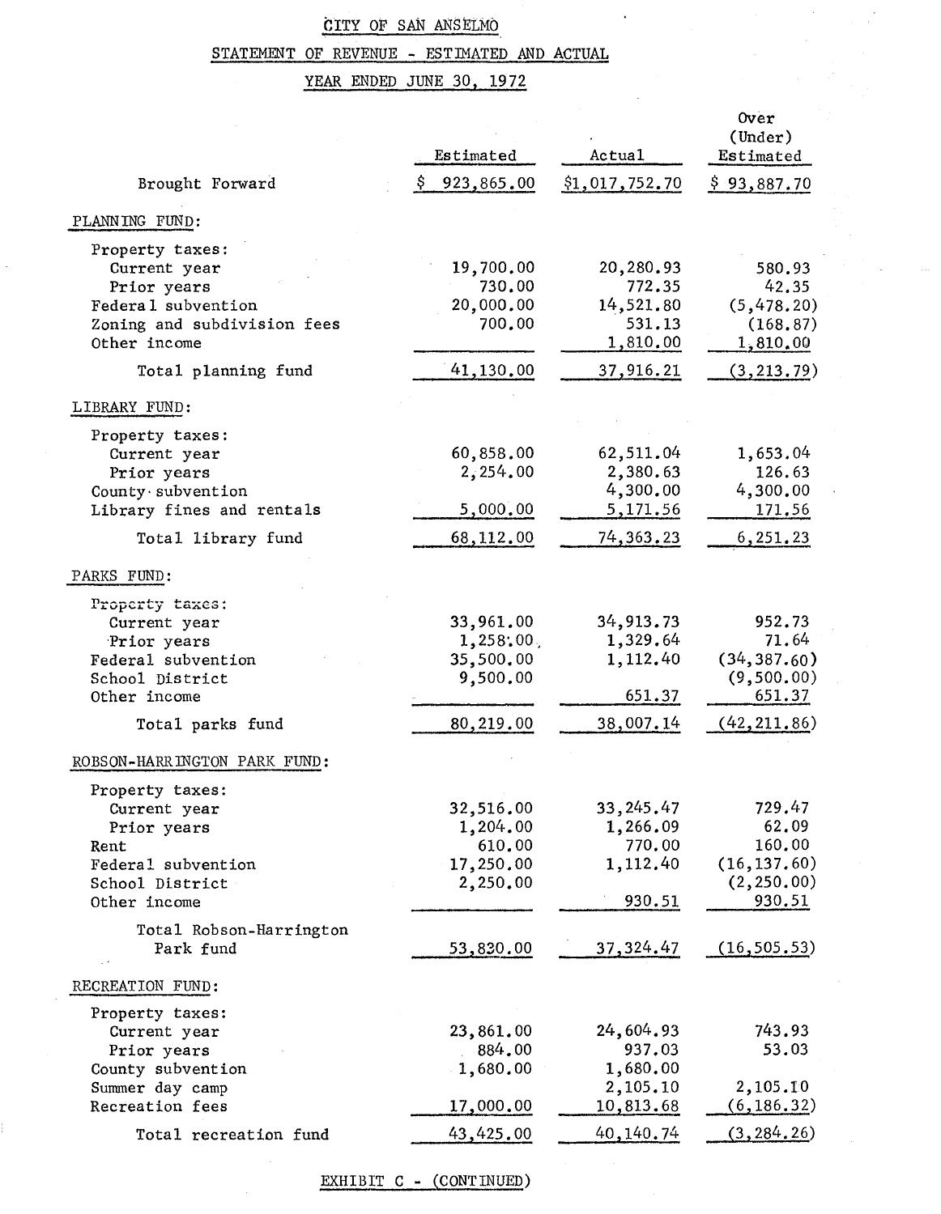# CITY OF SAN ANSELMO

## STATEMENT OF REVENUE - ESTIMATED AND ACTUAL

### YEAR ENDED JUNE 30, 1972

| | Estimated | Actual | Over (Under) Estimated |
|---|---|---|---|
| Brought Forward | $ 923,865.00 | $1,017,752.70 | $ 93,887.70 |
| **PLANNING FUND:** | | | |
| Property taxes: | | | |
| Current year | 19,700.00 | 20,280.93 | 580.93 |
| Prior years | 730.00 | 772.35 | 42.35 |
| Federal subvention | 20,000.00 | 14,521.80 | (5,478.20) |
| Zoning and subdivision fees | 700.00 | 531.13 | (168.87) |
| Other income | | 1,810.00 | 1,810.00 |
| Total planning fund | 41,130.00 | 37,916.21 | (3,213.79) |
| **LIBRARY FUND:** | | | |
| Property taxes: | | | |
| Current year | 60,858.00 | 62,511.04 | 1,653.04 |
| Prior years | 2,254.00 | 2,380.63 | 126.63 |
| County subvention | | 4,300.00 | 4,300.00 |
| Library fines and rentals | 5,000.00 | 5,171.56 | 171.56 |
| Total library fund | 68,112.00 | 74,363.23 | 6,251.23 |
| **PARKS FUND:** | | | |
| Property taxes: | | | |
| Current year | 33,961.00 | 34,913.73 | 952.73 |
| Prior years | 1,258.00 | 1,329.64 | 71.64 |
| Federal subvention | 35,500.00 | 1,112.40 | (34,387.60) |
| School District | 9,500.00 | | (9,500.00) |
| Other income | | 651.37 | 651.37 |
| Total parks fund | 80,219.00 | 38,007.14 | (42,211.86) |
| **ROBSON-HARRINGTON PARK FUND:** | | | |
| Property taxes: | | | |
| Current year | 32,516.00 | 33,245.47 | 729.47 |
| Prior years | 1,204.00 | 1,266.09 | 62.09 |
| Rent | 610.00 | 770.00 | 160.00 |
| Federal subvention | 17,250.00 | 1,112.40 | (16,137.60) |
| School District | 2,250.00 | | (2,250.00) |
| Other income | | 930.51 | 930.51 |
| Total Robson-Harrington Park fund | 53,830.00 | 37,324.47 | (16,505.53) |
| **RECREATION FUND:** | | | |
| Property taxes: | | | |
| Current year | 23,861.00 | 24,604.93 | 743.93 |
| Prior years | 884.00 | 937.03 | 53.03 |
| County subvention | 1,680.00 | 1,680.00 | |
| Summer day camp | | 2,105.10 | 2,105.10 |
| Recreation fees | 17,000.00 | 10,813.68 | (6,186.32) |
| Total recreation fund | 43,425.00 | 40,140.74 | (3,284.26) |

EXHIBIT C - (CONTINUED)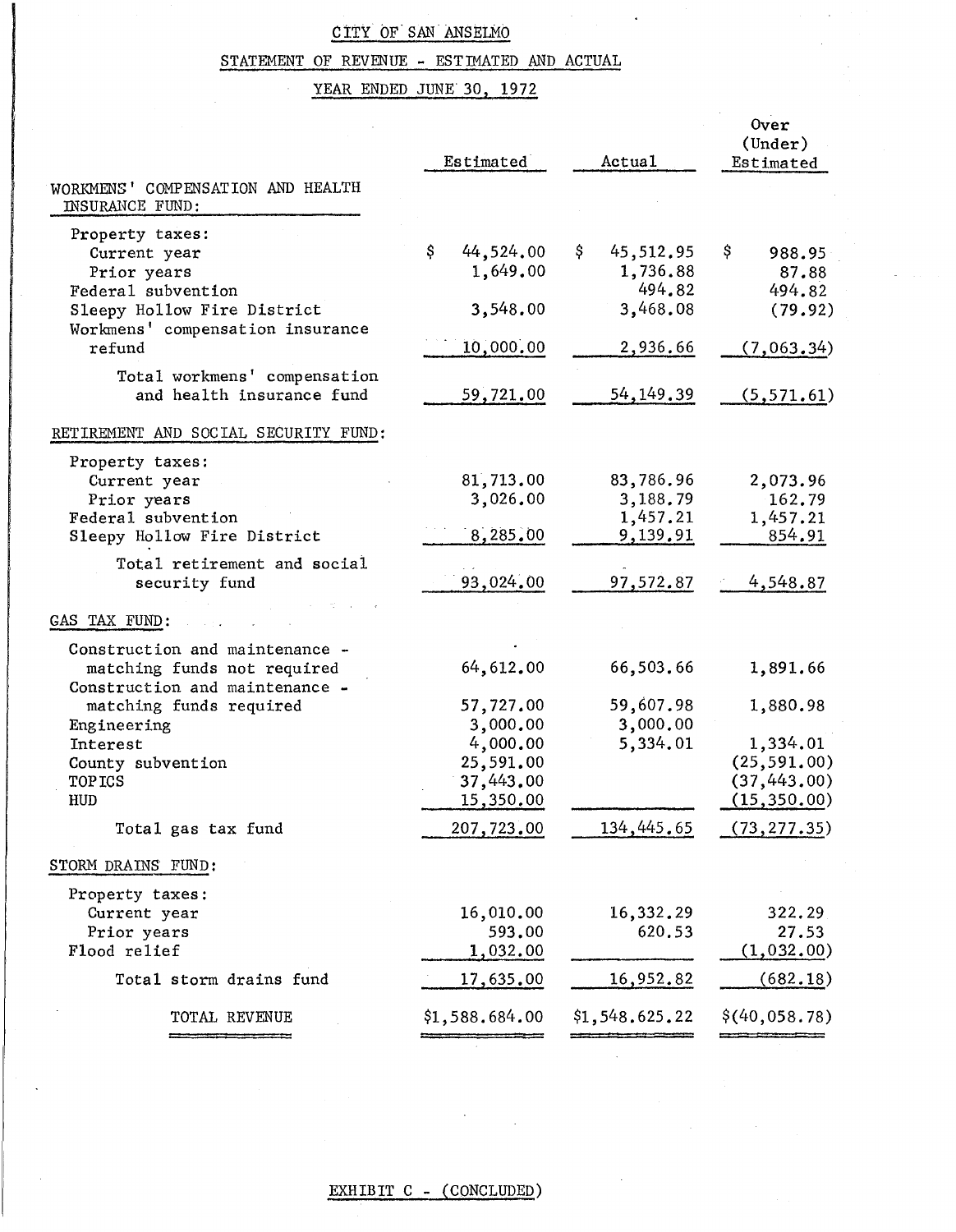# CITY OF SAN ANSELMO

## STATEMENT OF REVENUE - ESTIMATED AND ACTUAL

### YEAR ENDED JUNE 30, 1972

| | Estimated | Actual | Over (Under) Estimated |
|---|---|---|---|
| **WORKMENS' COMPENSATION AND HEALTH INSURANCE FUND:** | | | |
| Property taxes: | | | |
| Current year | $ 44,524.00 | $ 45,512.95 | $ 988.95 |
| Prior years | 1,649.00 | 1,736.88 | 87.88 |
| Federal subvention | | 494.82 | 494.82 |
| Sleepy Hollow Fire District | 3,548.00 | 3,468.08 | (79.92) |
| Workmens' compensation insurance refund | 10,000.00 | 2,936.66 | (7,063.34) |
| Total workmens' compensation and health insurance fund | 59,721.00 | 54,149.39 | (5,571.61) |
| **RETIREMENT AND SOCIAL SECURITY FUND:** | | | |
| Property taxes: | | | |
| Current year | 81,713.00 | 83,786.96 | 2,073.96 |
| Prior years | 3,026.00 | 3,188.79 | 162.79 |
| Federal subvention | | 1,457.21 | 1,457.21 |
| Sleepy Hollow Fire District | 8,285.00 | 9,139.91 | 854.91 |
| Total retirement and social security fund | 93,024.00 | 97,572.87 | 4,548.87 |
| **GAS TAX FUND:** | | | |
| Construction and maintenance - matching funds not required | 64,612.00 | 66,503.66 | 1,891.66 |
| Construction and maintenance - matching funds required | 57,727.00 | 59,607.98 | 1,880.98 |
| Engineering | 3,000.00 | 3,000.00 | |
| Interest | 4,000.00 | 5,334.01 | 1,334.01 |
| County subvention | 25,591.00 | | (25,591.00) |
| TOPICS | 37,443.00 | | (37,443.00) |
| HUD | 15,350.00 | | (15,350.00) |
| Total gas tax fund | 207,723.00 | 134,445.65 | (73,277.35) |
| **STORM DRAINS FUND:** | | | |
| Property taxes: | | | |
| Current year | 16,010.00 | 16,332.29 | 322.29 |
| Prior years | 593.00 | 620.53 | 27.53 |
| Flood relief | 1,032.00 | | (1,032.00) |
| Total storm drains fund | 17,635.00 | 16,952.82 | (682.18) |
| TOTAL REVENUE | $1,588,684.00 | $1,548,625.22 | $(40,058.78) |

EXHIBIT C - (CONCLUDED)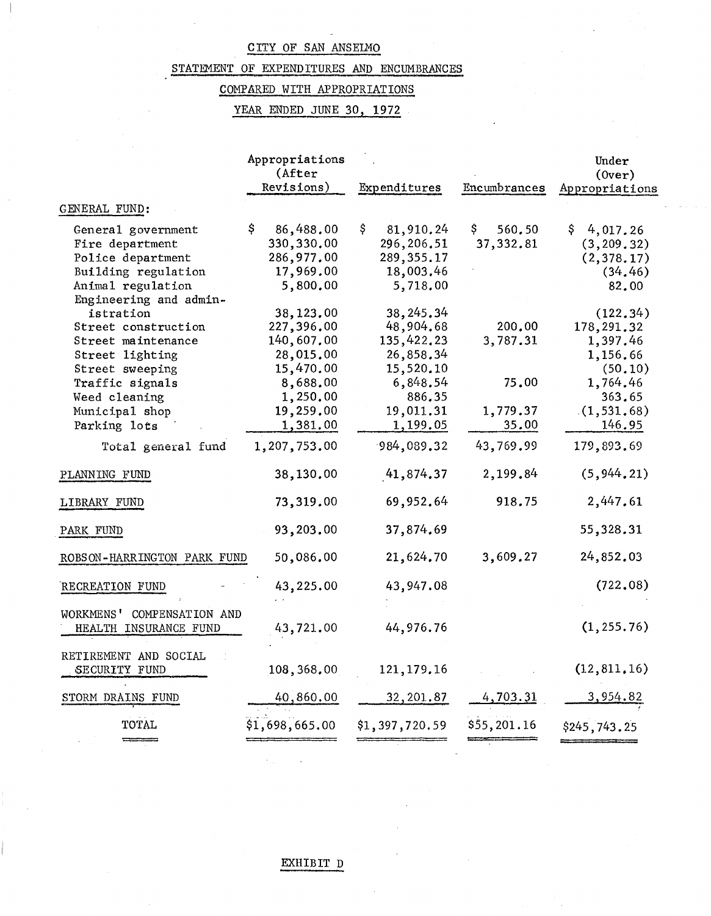# CITY OF SAN ANSELMO

## STATEMENT OF EXPENDITURES AND ENCUMBRANCES

## COMPARED WITH APPROPRIATIONS

## YEAR ENDED JUNE 30, 1972

| | Appropriations (After Revisions) | Expenditures | Encumbrances | Under (Over) Appropriations |
|---|---|---|---|---|
| GENERAL FUND: | | | | |
| General government | $ 86,488.00 | $ 81,910.24 | $ 560.50 | $ 4,017.26 |
| Fire department | 330,330.00 | 296,206.51 | 37,332.81 | (3,209.32) |
| Police department | 286,977.00 | 289,355.17 | | (2,378.17) |
| Building regulation | 17,969.00 | 18,003.46 | | (34.46) |
| Animal regulation | 5,800.00 | 5,718.00 | | 82.00 |
| Engineering and administration | 38,123.00 | 38,245.34 | | (122.34) |
| Street construction | 227,396.00 | 48,904.68 | 200.00 | 178,291.32 |
| Street maintenance | 140,607.00 | 135,422.23 | 3,787.31 | 1,397.46 |
| Street lighting | 28,015.00 | 26,858.34 | | 1,156.66 |
| Street sweeping | 15,470.00 | 15,520.10 | | (50.10) |
| Traffic signals | 8,688.00 | 6,848.54 | 75.00 | 1,764.46 |
| Weed cleaning | 1,250.00 | 886.35 | | 363.65 |
| Municipal shop | 19,259.00 | 19,011.31 | 1,779.37 | (1,531.68) |
| Parking lots | 1,381.00 | 1,199.05 | 35.00 | 146.95 |
| Total general fund | 1,207,753.00 | 984,089.32 | 43,769.99 | 179,893.69 |
| PLANNING FUND | 38,130.00 | 41,874.37 | 2,199.84 | (5,944.21) |
| LIBRARY FUND | 73,319.00 | 69,952.64 | 918.75 | 2,447.61 |
| PARK FUND | 93,203.00 | 37,874.69 | | 55,328.31 |
| ROBSON-HARRINGTON PARK FUND | 50,086.00 | 21,624.70 | 3,609.27 | 24,852.03 |
| RECREATION FUND | 43,225.00 | 43,947.08 | | (722.08) |
| WORKMENS' COMPENSATION AND HEALTH INSURANCE FUND | 43,721.00 | 44,976.76 | | (1,255.76) |
| RETIREMENT AND SOCIAL SECURITY FUND | 108,368.00 | 121,179.16 | | (12,811.16) |
| STORM DRAINS FUND | 40,860.00 | 32,201.87 | 4,703.31 | 3,954.82 |
| TOTAL | $1,698,665.00 | $1,397,720.59 | $55,201.16 | $245,743.25 |

EXHIBIT D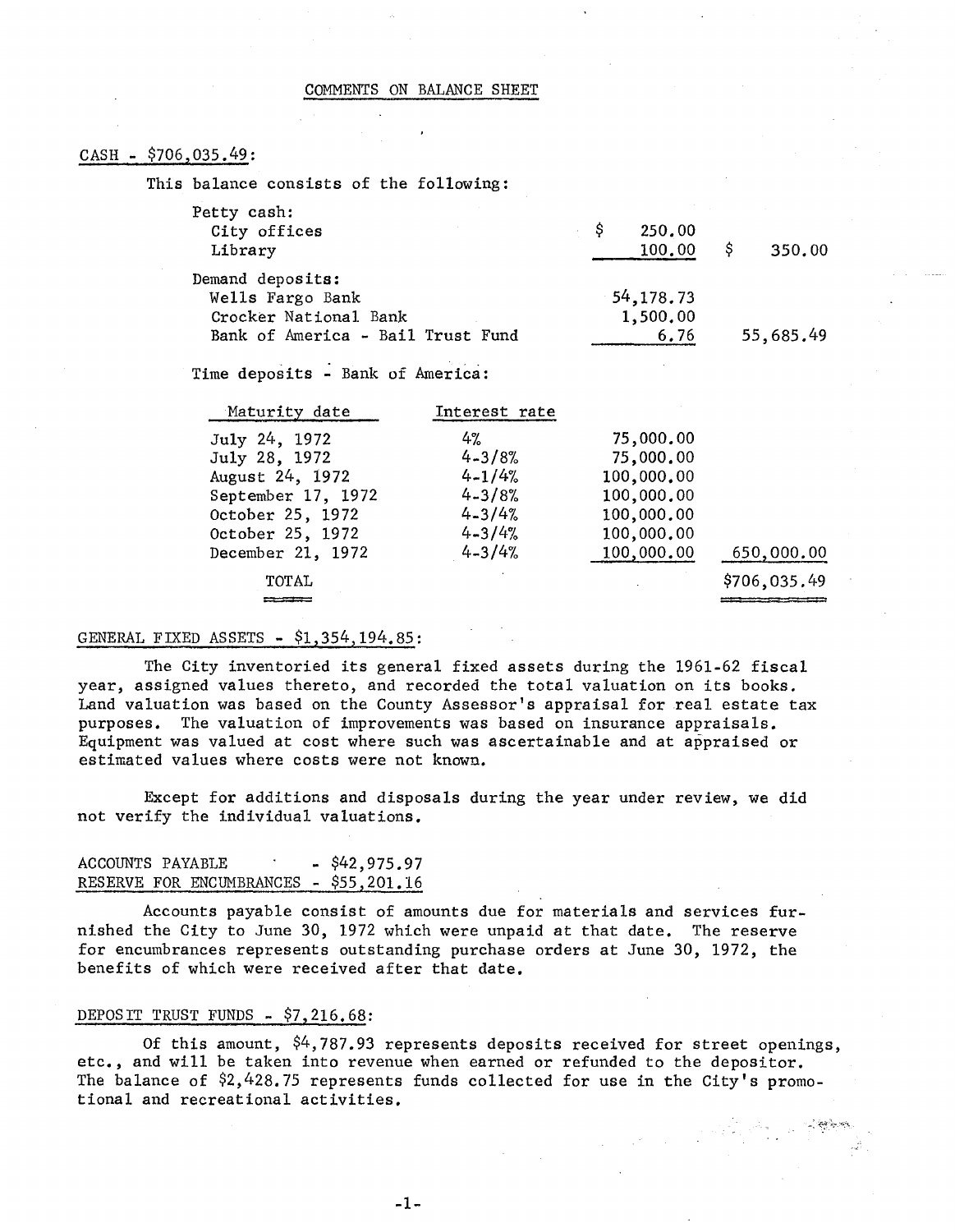## COMMENTS ON BALANCE SHEET

### CASH - $706,035.49:

This balance consists of the following:

| | | | |
|---|---|---|---|
| Petty cash: | | | |
| City offices | | $ 250.00 | |
| Library | | 100.00 | $ 350.00 |
| Demand deposits: | | | |
| Wells Fargo Bank | | 54,178.73 | |
| Crocker National Bank | | 1,500.00 | |
| Bank of America - Bail Trust Fund | | 6.76 | 55,685.49 |
| Time deposits - Bank of America: | | | |
| Maturity date | Interest rate | | |
| July 24, 1972 | 4% | 75,000.00 | |
| July 28, 1972 | 4-3/8% | 75,000.00 | |
| August 24, 1972 | 4-1/4% | 100,000.00 | |
| September 17, 1972 | 4-3/8% | 100,000.00 | |
| October 25, 1972 | 4-3/4% | 100,000.00 | |
| October 25, 1972 | 4-3/4% | 100,000.00 | |
| December 21, 1972 | 4-3/4% | 100,000.00 | 650,000.00 |
| TOTAL | | | $706,035.49 |

### GENERAL FIXED ASSETS - $1,354,194.85:

The City inventoried its general fixed assets during the 1961-62 fiscal year, assigned values thereto, and recorded the total valuation on its books. Land valuation was based on the County Assessor's appraisal for real estate tax purposes. The valuation of improvements was based on insurance appraisals. Equipment was valued at cost where such was ascertainable and at appraised or estimated values where costs were not known.

Except for additions and disposals during the year under review, we did not verify the individual valuations.

### ACCOUNTS PAYABLE - $42,975.97
### RESERVE FOR ENCUMBRANCES - $55,201.16

Accounts payable consist of amounts due for materials and services furnished the City to June 30, 1972 which were unpaid at that date. The reserve for encumbrances represents outstanding purchase orders at June 30, 1972, the benefits of which were received after that date.

### DEPOSIT TRUST FUNDS - $7,216.68:

Of this amount, $4,787.93 represents deposits received for street openings, etc., and will be taken into revenue when earned or refunded to the depositor. The balance of $2,428.75 represents funds collected for use in the City's promotional and recreational activities.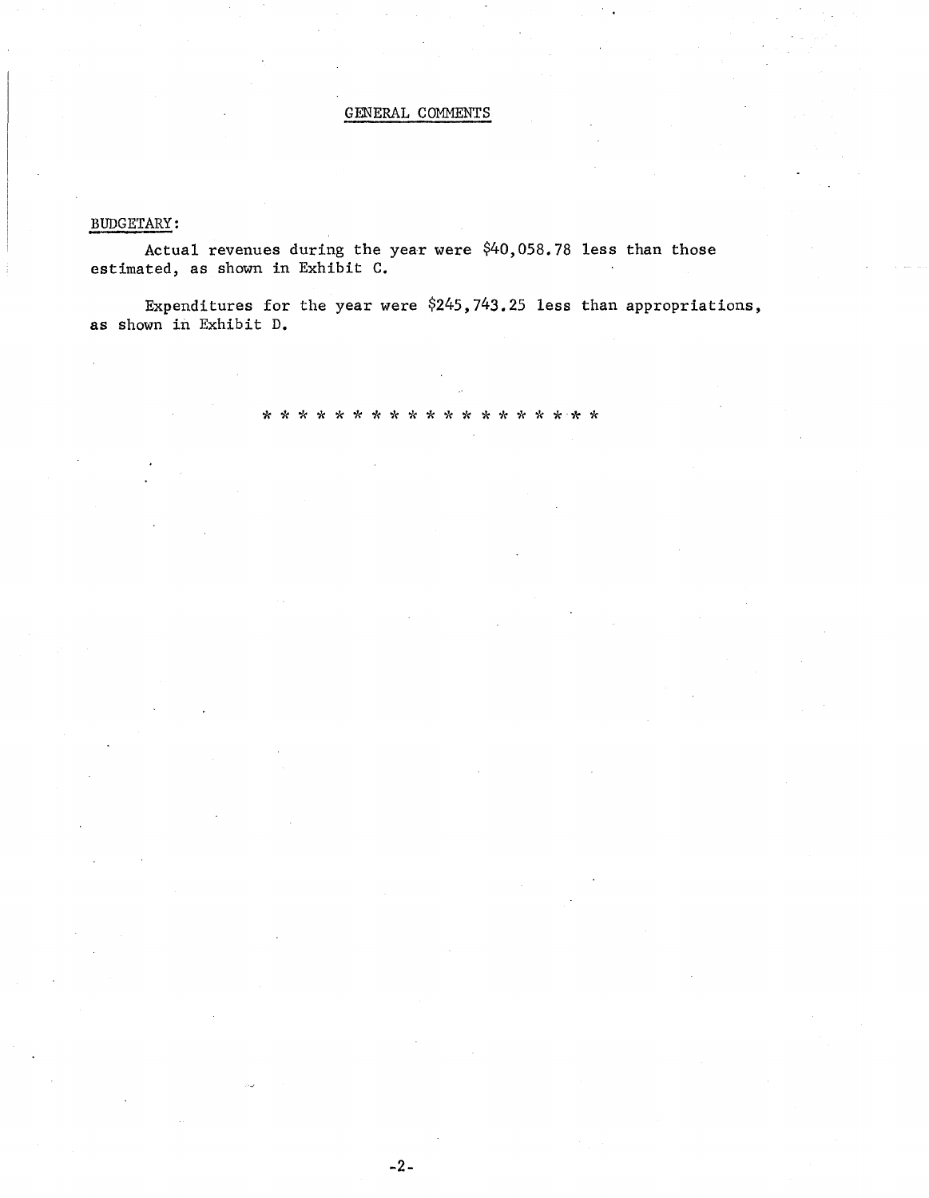## GENERAL COMMENTS

BUDGETARY:

Actual revenues during the year were $40,058.78 less than those estimated, as shown in Exhibit C.

Expenditures for the year were $245,743.25 less than appropriations, as shown in Exhibit D.

* * * * * * * * * * * * * * * * * * * *